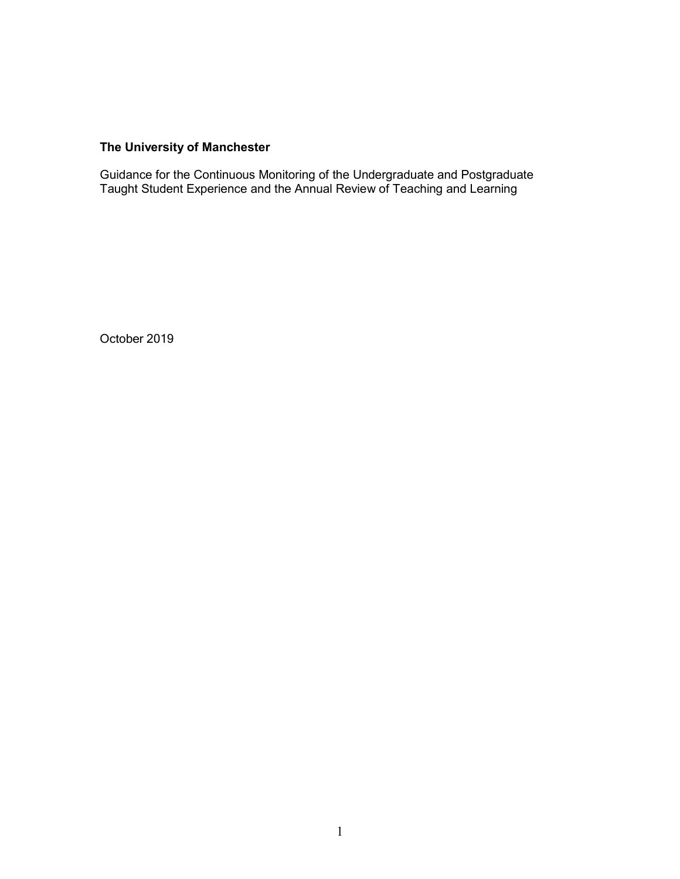**The University of Manchester**

Guidance for the Continuous Monitoring of the Undergraduate and Postgraduate Taught Student Experience and the Annual Review of Teaching and Learning

October 2019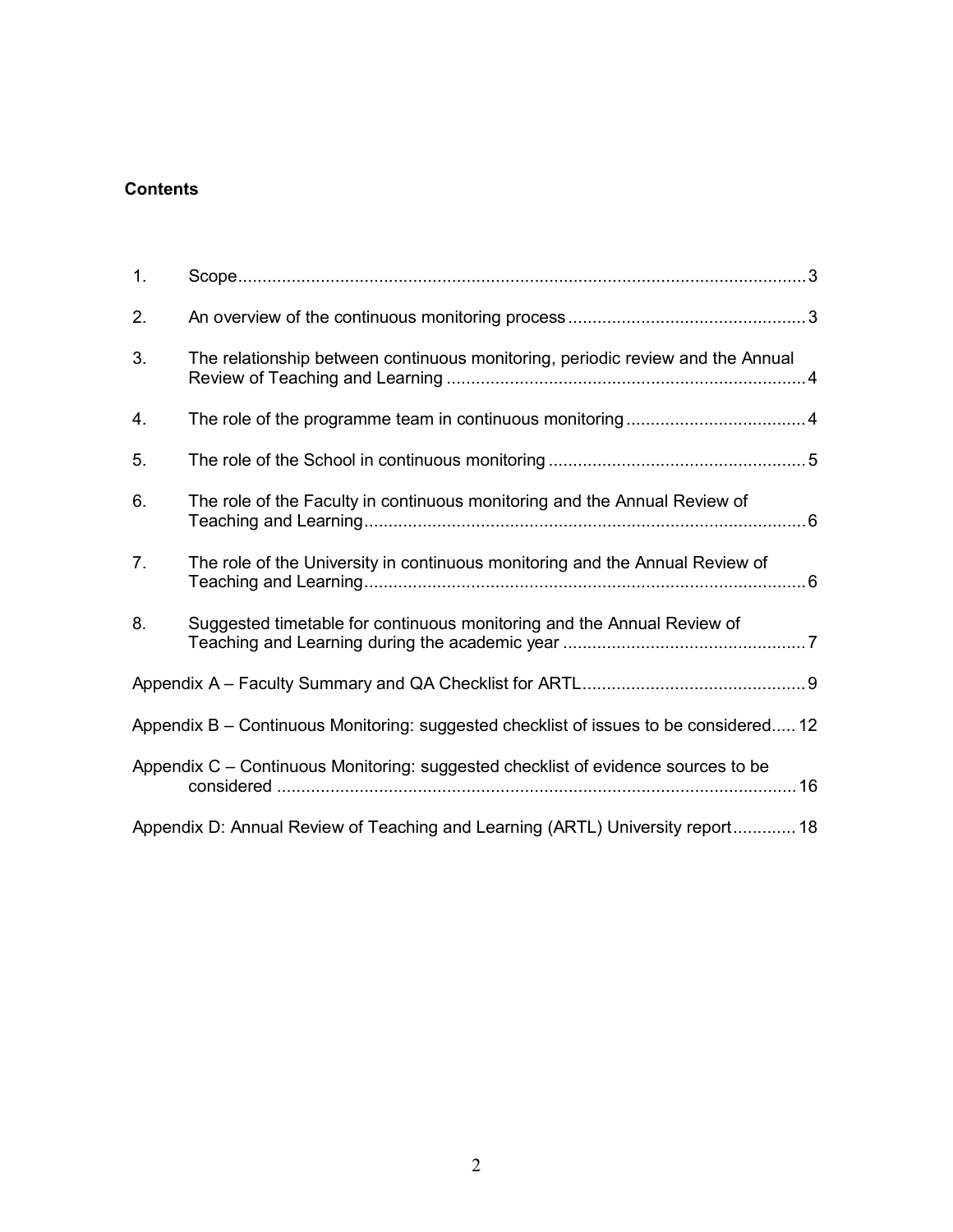**Contents**

1. Scope ..... 3
2. An overview of the continuous monitoring process ..... 3
3. The relationship between continuous monitoring, periodic review and the Annual Review of Teaching and Learning ..... 4
4. The role of the programme team in continuous monitoring ..... 4
5. The role of the School in continuous monitoring ..... 5
6. The role of the Faculty in continuous monitoring and the Annual Review of Teaching and Learning ..... 6
7. The role of the University in continuous monitoring and the Annual Review of Teaching and Learning ..... 6
8. Suggested timetable for continuous monitoring and the Annual Review of Teaching and Learning during the academic year ..... 7

Appendix A – Faculty Summary and QA Checklist for ARTL ..... 9

Appendix B – Continuous Monitoring: suggested checklist of issues to be considered ..... 12

Appendix C – Continuous Monitoring: suggested checklist of evidence sources to be considered ..... 16

Appendix D: Annual Review of Teaching and Learning (ARTL) University report ..... 18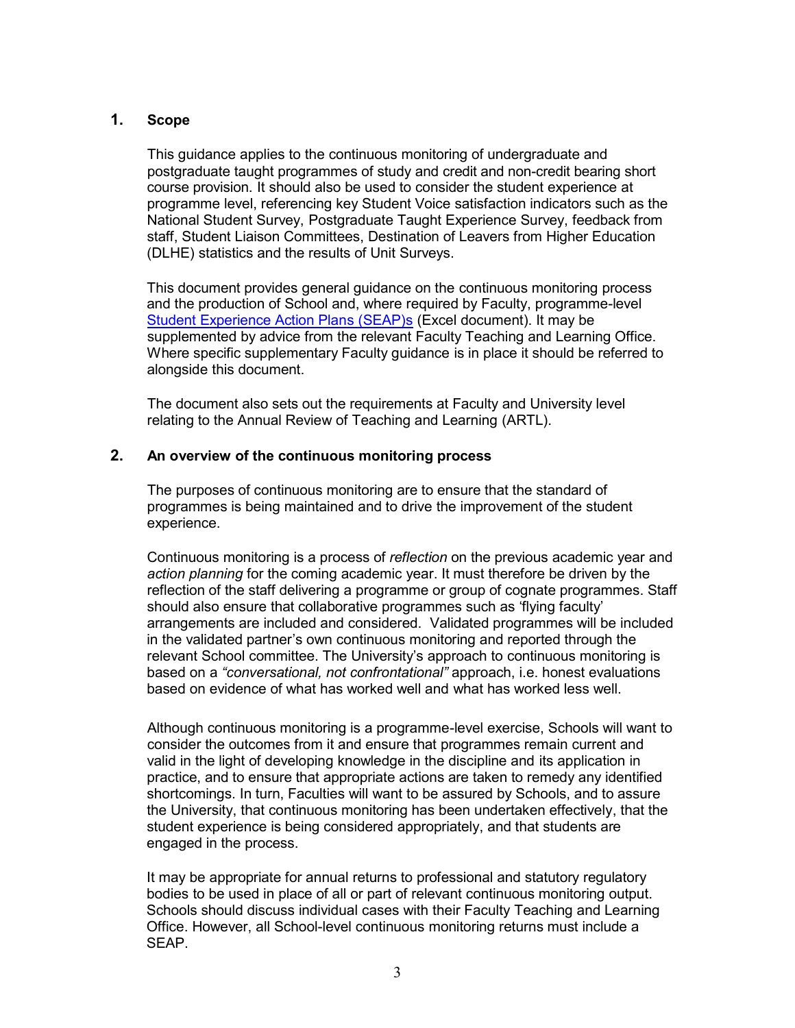## 1. Scope

This guidance applies to the continuous monitoring of undergraduate and postgraduate taught programmes of study and credit and non-credit bearing short course provision. It should also be used to consider the student experience at programme level, referencing key Student Voice satisfaction indicators such as the National Student Survey, Postgraduate Taught Experience Survey, feedback from staff, Student Liaison Committees, Destination of Leavers from Higher Education (DLHE) statistics and the results of Unit Surveys.

This document provides general guidance on the continuous monitoring process and the production of School and, where required by Faculty, programme-level Student Experience Action Plans (SEAP)s (Excel document). It may be supplemented by advice from the relevant Faculty Teaching and Learning Office. Where specific supplementary Faculty guidance is in place it should be referred to alongside this document.

The document also sets out the requirements at Faculty and University level relating to the Annual Review of Teaching and Learning (ARTL).

## 2. An overview of the continuous monitoring process

The purposes of continuous monitoring are to ensure that the standard of programmes is being maintained and to drive the improvement of the student experience.

Continuous monitoring is a process of *reflection* on the previous academic year and *action planning* for the coming academic year. It must therefore be driven by the reflection of the staff delivering a programme or group of cognate programmes. Staff should also ensure that collaborative programmes such as 'flying faculty' arrangements are included and considered. Validated programmes will be included in the validated partner's own continuous monitoring and reported through the relevant School committee. The University's approach to continuous monitoring is based on a *"conversational, not confrontational"* approach, i.e. honest evaluations based on evidence of what has worked well and what has worked less well.

Although continuous monitoring is a programme-level exercise, Schools will want to consider the outcomes from it and ensure that programmes remain current and valid in the light of developing knowledge in the discipline and its application in practice, and to ensure that appropriate actions are taken to remedy any identified shortcomings. In turn, Faculties will want to be assured by Schools, and to assure the University, that continuous monitoring has been undertaken effectively, that the student experience is being considered appropriately, and that students are engaged in the process.

It may be appropriate for annual returns to professional and statutory regulatory bodies to be used in place of all or part of relevant continuous monitoring output. Schools should discuss individual cases with their Faculty Teaching and Learning Office. However, all School-level continuous monitoring returns must include a SEAP.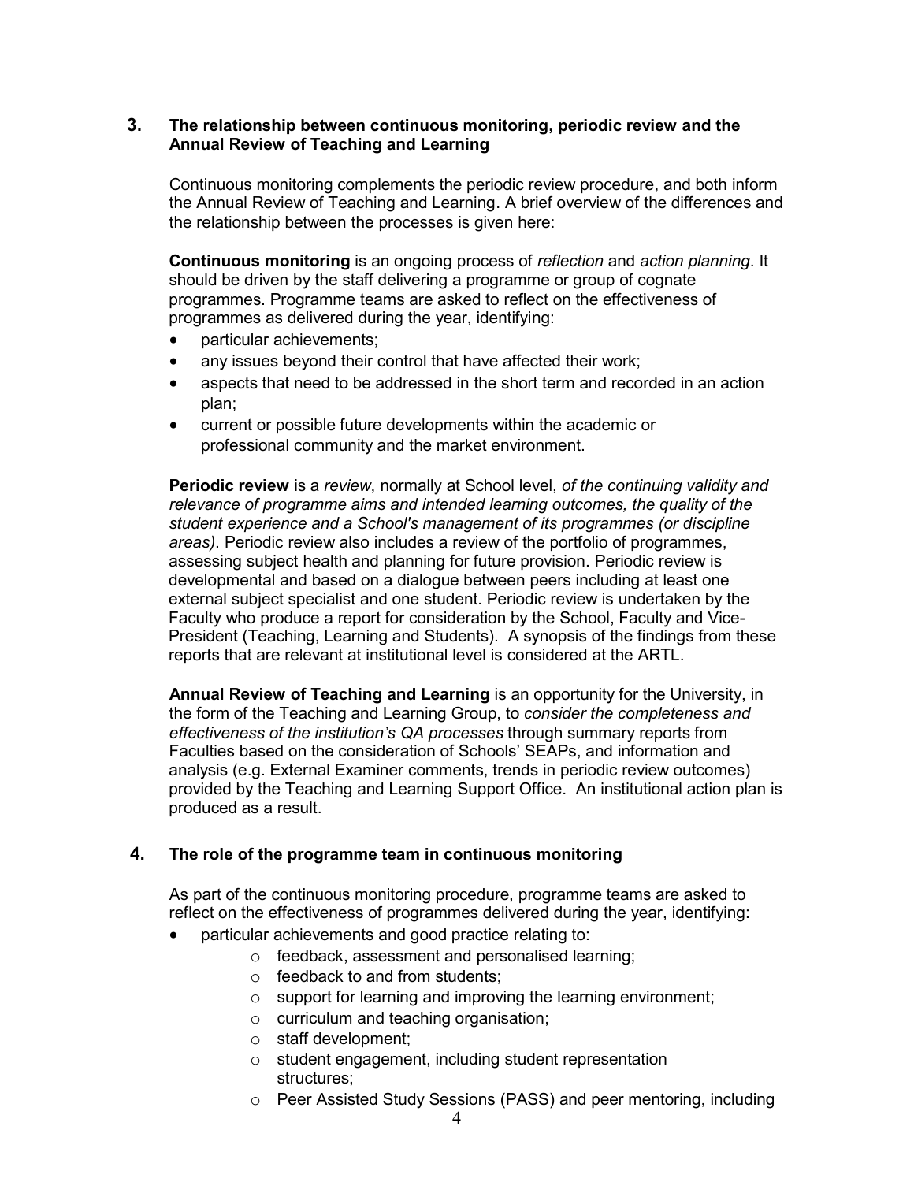## 3. The relationship between continuous monitoring, periodic review and the Annual Review of Teaching and Learning

Continuous monitoring complements the periodic review procedure, and both inform the Annual Review of Teaching and Learning. A brief overview of the differences and the relationship between the processes is given here:

**Continuous monitoring** is an ongoing process of *reflection* and *action planning*. It should be driven by the staff delivering a programme or group of cognate programmes. Programme teams are asked to reflect on the effectiveness of programmes as delivered during the year, identifying:

- particular achievements;
- any issues beyond their control that have affected their work;
- aspects that need to be addressed in the short term and recorded in an action plan;
- current or possible future developments within the academic or professional community and the market environment.

**Periodic review** is a *review*, normally at School level, *of the continuing validity and relevance of programme aims and intended learning outcomes, the quality of the student experience and a School's management of its programmes (or discipline areas)*. Periodic review also includes a review of the portfolio of programmes, assessing subject health and planning for future provision. Periodic review is developmental and based on a dialogue between peers including at least one external subject specialist and one student. Periodic review is undertaken by the Faculty who produce a report for consideration by the School, Faculty and Vice-President (Teaching, Learning and Students). A synopsis of the findings from these reports that are relevant at institutional level is considered at the ARTL.

**Annual Review of Teaching and Learning** is an opportunity for the University, in the form of the Teaching and Learning Group, to *consider the completeness and effectiveness of the institution's QA processes* through summary reports from Faculties based on the consideration of Schools' SEAPs, and information and analysis (e.g. External Examiner comments, trends in periodic review outcomes) provided by the Teaching and Learning Support Office. An institutional action plan is produced as a result.

## 4. The role of the programme team in continuous monitoring

As part of the continuous monitoring procedure, programme teams are asked to reflect on the effectiveness of programmes delivered during the year, identifying:

- particular achievements and good practice relating to:
  - feedback, assessment and personalised learning;
  - feedback to and from students;
  - support for learning and improving the learning environment;
  - curriculum and teaching organisation;
  - staff development;
  - student engagement, including student representation structures;
  - Peer Assisted Study Sessions (PASS) and peer mentoring, including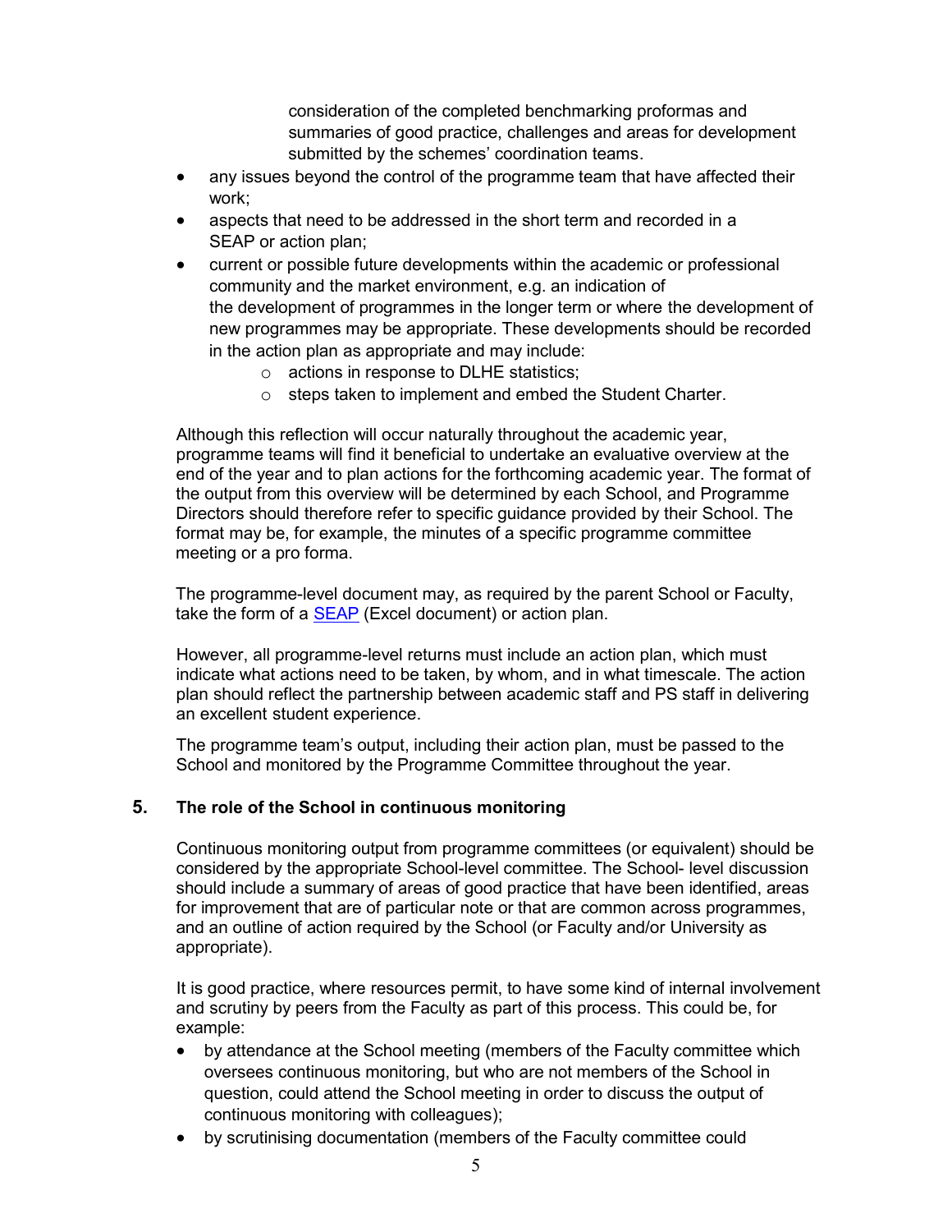consideration of the completed benchmarking proformas and summaries of good practice, challenges and areas for development submitted by the schemes' coordination teams.

- any issues beyond the control of the programme team that have affected their work;
- aspects that need to be addressed in the short term and recorded in a SEAP or action plan;
- current or possible future developments within the academic or professional community and the market environment, e.g. an indication of the development of programmes in the longer term or where the development of new programmes may be appropriate. These developments should be recorded in the action plan as appropriate and may include:
  - actions in response to DLHE statistics;
  - steps taken to implement and embed the Student Charter.

Although this reflection will occur naturally throughout the academic year, programme teams will find it beneficial to undertake an evaluative overview at the end of the year and to plan actions for the forthcoming academic year. The format of the output from this overview will be determined by each School, and Programme Directors should therefore refer to specific guidance provided by their School. The format may be, for example, the minutes of a specific programme committee meeting or a pro forma.

The programme-level document may, as required by the parent School or Faculty, take the form of a SEAP (Excel document) or action plan.

However, all programme-level returns must include an action plan, which must indicate what actions need to be taken, by whom, and in what timescale. The action plan should reflect the partnership between academic staff and PS staff in delivering an excellent student experience.

The programme team's output, including their action plan, must be passed to the School and monitored by the Programme Committee throughout the year.

## 5. The role of the School in continuous monitoring

Continuous monitoring output from programme committees (or equivalent) should be considered by the appropriate School-level committee. The School- level discussion should include a summary of areas of good practice that have been identified, areas for improvement that are of particular note or that are common across programmes, and an outline of action required by the School (or Faculty and/or University as appropriate).

It is good practice, where resources permit, to have some kind of internal involvement and scrutiny by peers from the Faculty as part of this process. This could be, for example:

- by attendance at the School meeting (members of the Faculty committee which oversees continuous monitoring, but who are not members of the School in question, could attend the School meeting in order to discuss the output of continuous monitoring with colleagues);
- by scrutinising documentation (members of the Faculty committee could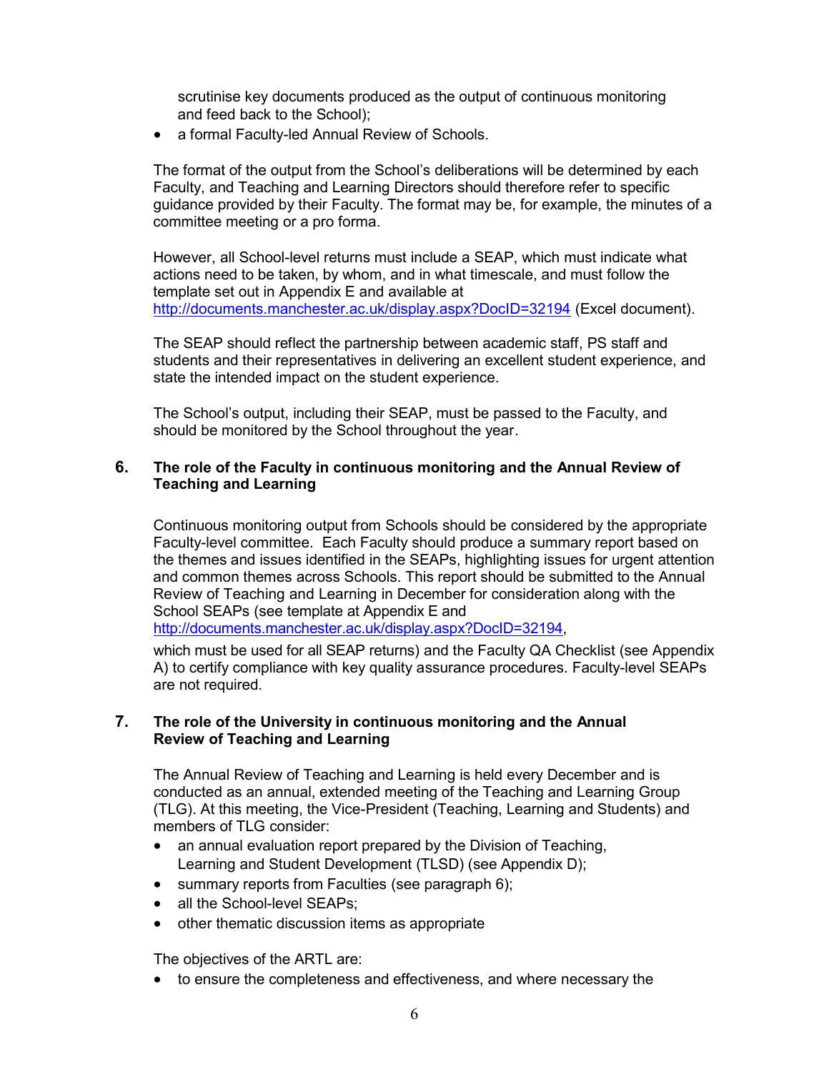scrutinise key documents produced as the output of continuous monitoring and feed back to the School);

- a formal Faculty-led Annual Review of Schools.

The format of the output from the School's deliberations will be determined by each Faculty, and Teaching and Learning Directors should therefore refer to specific guidance provided by their Faculty. The format may be, for example, the minutes of a committee meeting or a pro forma.

However, all School-level returns must include a SEAP, which must indicate what actions need to be taken, by whom, and in what timescale, and must follow the template set out in Appendix E and available at http://documents.manchester.ac.uk/display.aspx?DocID=32194 (Excel document).

The SEAP should reflect the partnership between academic staff, PS staff and students and their representatives in delivering an excellent student experience, and state the intended impact on the student experience.

The School's output, including their SEAP, must be passed to the Faculty, and should be monitored by the School throughout the year.

## 6. The role of the Faculty in continuous monitoring and the Annual Review of Teaching and Learning

Continuous monitoring output from Schools should be considered by the appropriate Faculty-level committee. Each Faculty should produce a summary report based on the themes and issues identified in the SEAPs, highlighting issues for urgent attention and common themes across Schools. This report should be submitted to the Annual Review of Teaching and Learning in December for consideration along with the School SEAPs (see template at Appendix E and http://documents.manchester.ac.uk/display.aspx?DocID=32194,

which must be used for all SEAP returns) and the Faculty QA Checklist (see Appendix A) to certify compliance with key quality assurance procedures. Faculty-level SEAPs are not required.

## 7. The role of the University in continuous monitoring and the Annual Review of Teaching and Learning

The Annual Review of Teaching and Learning is held every December and is conducted as an annual, extended meeting of the Teaching and Learning Group (TLG). At this meeting, the Vice-President (Teaching, Learning and Students) and members of TLG consider:

- an annual evaluation report prepared by the Division of Teaching, Learning and Student Development (TLSD) (see Appendix D);
- summary reports from Faculties (see paragraph 6);
- all the School-level SEAPs;
- other thematic discussion items as appropriate

The objectives of the ARTL are:

- to ensure the completeness and effectiveness, and where necessary the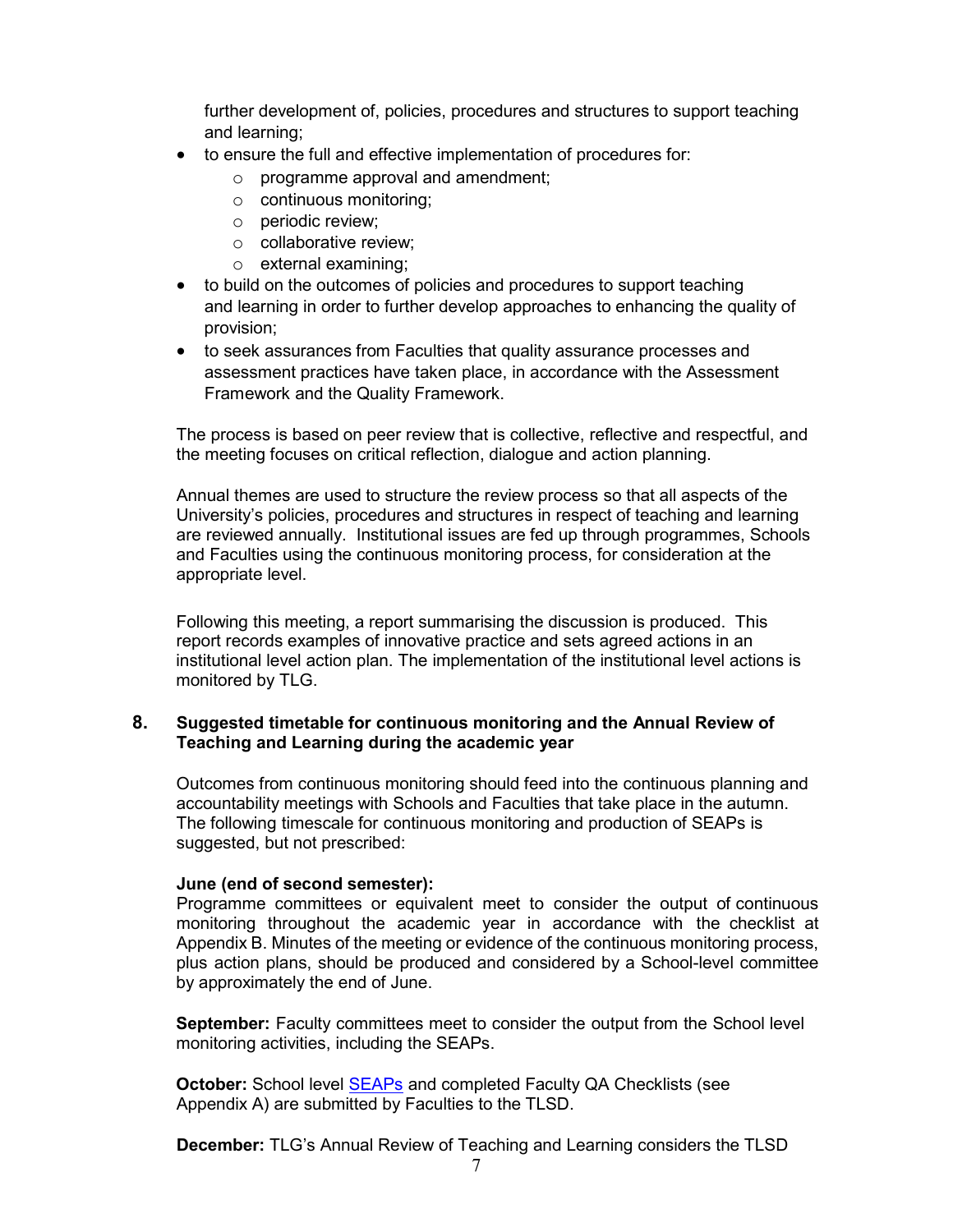further development of, policies, procedures and structures to support teaching and learning;

- to ensure the full and effective implementation of procedures for:
  - programme approval and amendment;
  - continuous monitoring;
  - periodic review;
  - collaborative review;
  - external examining;
- to build on the outcomes of policies and procedures to support teaching and learning in order to further develop approaches to enhancing the quality of provision;
- to seek assurances from Faculties that quality assurance processes and assessment practices have taken place, in accordance with the Assessment Framework and the Quality Framework.

The process is based on peer review that is collective, reflective and respectful, and the meeting focuses on critical reflection, dialogue and action planning.

Annual themes are used to structure the review process so that all aspects of the University's policies, procedures and structures in respect of teaching and learning are reviewed annually. Institutional issues are fed up through programmes, Schools and Faculties using the continuous monitoring process, for consideration at the appropriate level.

Following this meeting, a report summarising the discussion is produced. This report records examples of innovative practice and sets agreed actions in an institutional level action plan. The implementation of the institutional level actions is monitored by TLG.

## 8. Suggested timetable for continuous monitoring and the Annual Review of Teaching and Learning during the academic year

Outcomes from continuous monitoring should feed into the continuous planning and accountability meetings with Schools and Faculties that take place in the autumn. The following timescale for continuous monitoring and production of SEAPs is suggested, but not prescribed:

**June (end of second semester):**
Programme committees or equivalent meet to consider the output of continuous monitoring throughout the academic year in accordance with the checklist at Appendix B. Minutes of the meeting or evidence of the continuous monitoring process, plus action plans, should be produced and considered by a School-level committee by approximately the end of June.

**September:** Faculty committees meet to consider the output from the School level monitoring activities, including the SEAPs.

**October:** School level SEAPs and completed Faculty QA Checklists (see Appendix A) are submitted by Faculties to the TLSD.

**December:** TLG's Annual Review of Teaching and Learning considers the TLSD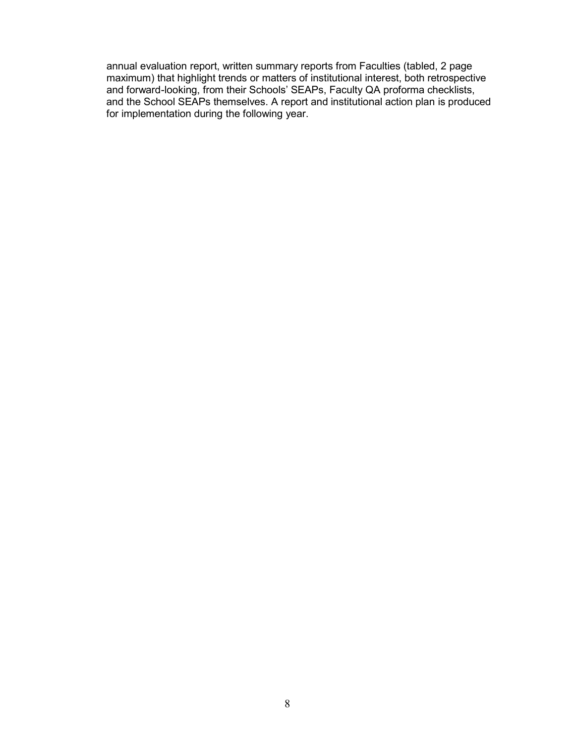annual evaluation report, written summary reports from Faculties (tabled, 2 page maximum) that highlight trends or matters of institutional interest, both retrospective and forward-looking, from their Schools' SEAPs, Faculty QA proforma checklists, and the School SEAPs themselves. A report and institutional action plan is produced for implementation during the following year.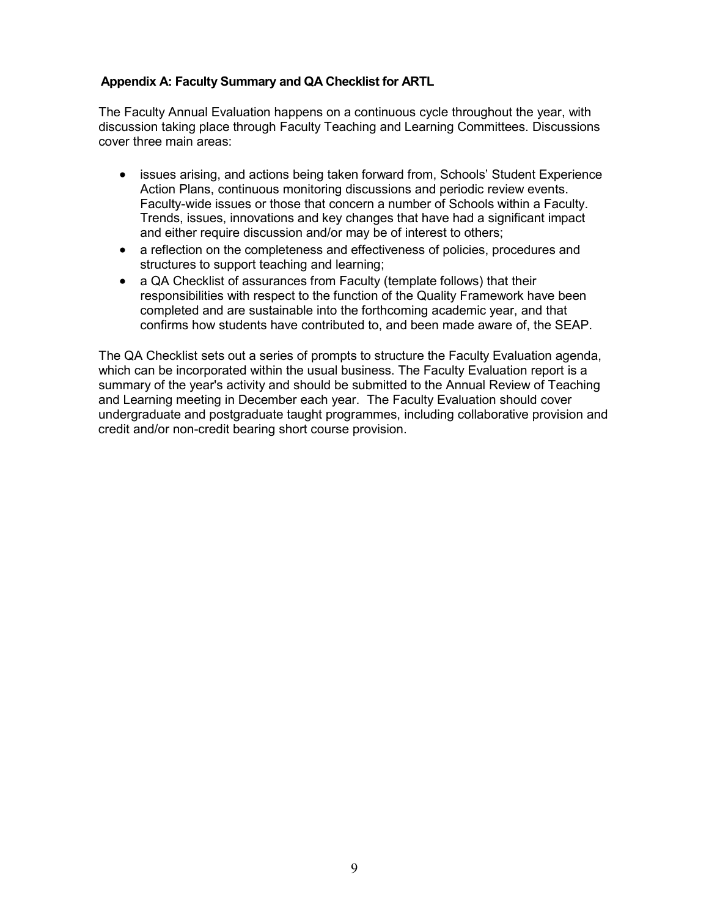## Appendix A: Faculty Summary and QA Checklist for ARTL

The Faculty Annual Evaluation happens on a continuous cycle throughout the year, with discussion taking place through Faculty Teaching and Learning Committees. Discussions cover three main areas:

- issues arising, and actions being taken forward from, Schools' Student Experience Action Plans, continuous monitoring discussions and periodic review events. Faculty-wide issues or those that concern a number of Schools within a Faculty. Trends, issues, innovations and key changes that have had a significant impact and either require discussion and/or may be of interest to others;
- a reflection on the completeness and effectiveness of policies, procedures and structures to support teaching and learning;
- a QA Checklist of assurances from Faculty (template follows) that their responsibilities with respect to the function of the Quality Framework have been completed and are sustainable into the forthcoming academic year, and that confirms how students have contributed to, and been made aware of, the SEAP.

The QA Checklist sets out a series of prompts to structure the Faculty Evaluation agenda, which can be incorporated within the usual business. The Faculty Evaluation report is a summary of the year's activity and should be submitted to the Annual Review of Teaching and Learning meeting in December each year. The Faculty Evaluation should cover undergraduate and postgraduate taught programmes, including collaborative provision and credit and/or non-credit bearing short course provision.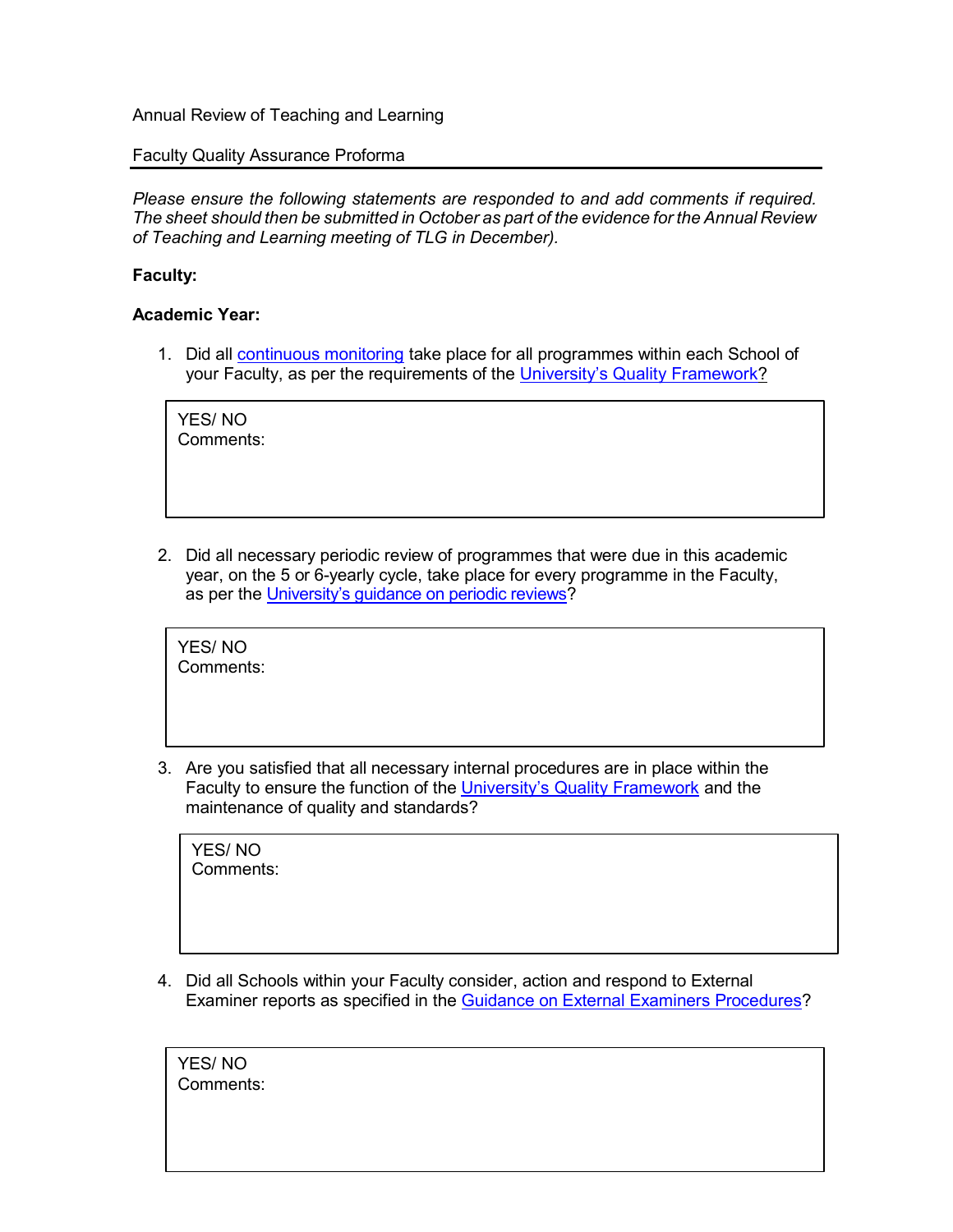Annual Review of Teaching and Learning

Faculty Quality Assurance Proforma

---

*Please ensure the following statements are responded to and add comments if required. The sheet should then be submitted in October as part of the evidence for the Annual Review of Teaching and Learning meeting of TLG in December).*

**Faculty:**

**Academic Year:**

1. Did all continuous monitoring take place for all programmes within each School of your Faculty, as per the requirements of the University's Quality Framework?

| YES/ NO<br>Comments: |
|---|

2. Did all necessary periodic review of programmes that were due in this academic year, on the 5 or 6-yearly cycle, take place for every programme in the Faculty, as per the University's guidance on periodic reviews?

| YES/ NO<br>Comments: |
|---|

3. Are you satisfied that all necessary internal procedures are in place within the Faculty to ensure the function of the University's Quality Framework and the maintenance of quality and standards?

| YES/ NO<br>Comments: |
|---|

4. Did all Schools within your Faculty consider, action and respond to External Examiner reports as specified in the Guidance on External Examiners Procedures?

| YES/ NO<br>Comments: |
|---|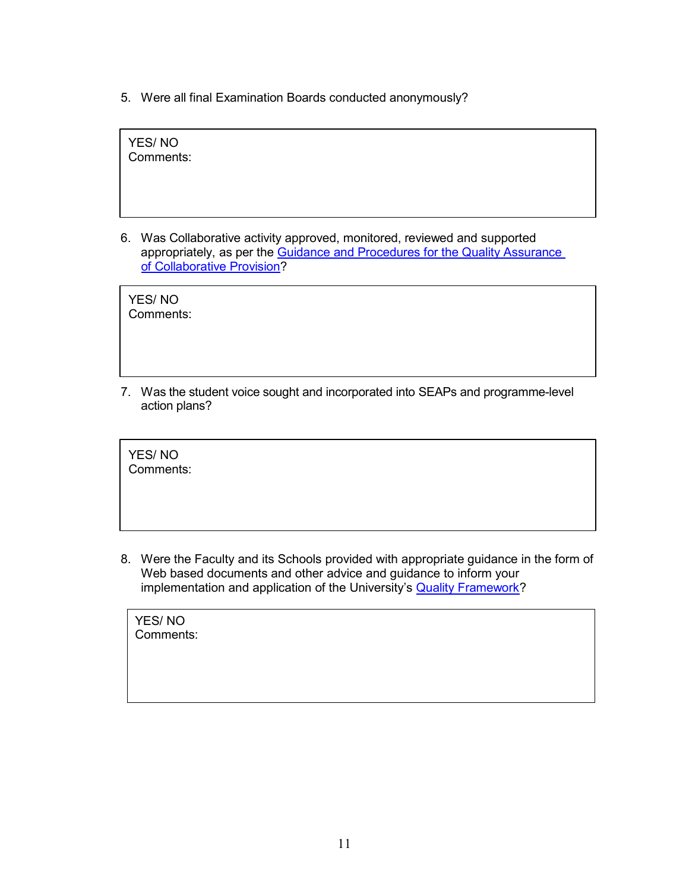5. Were all final Examination Boards conducted anonymously?

| YES/ NO<br>Comments: |
|---|

6. Was Collaborative activity approved, monitored, reviewed and supported appropriately, as per the Guidance and Procedures for the Quality Assurance of Collaborative Provision?

| YES/ NO<br>Comments: |
|---|

7. Was the student voice sought and incorporated into SEAPs and programme-level action plans?

| YES/ NO<br>Comments: |
|---|

8. Were the Faculty and its Schools provided with appropriate guidance in the form of Web based documents and other advice and guidance to inform your implementation and application of the University's Quality Framework?

| YES/ NO<br>Comments: |
|---|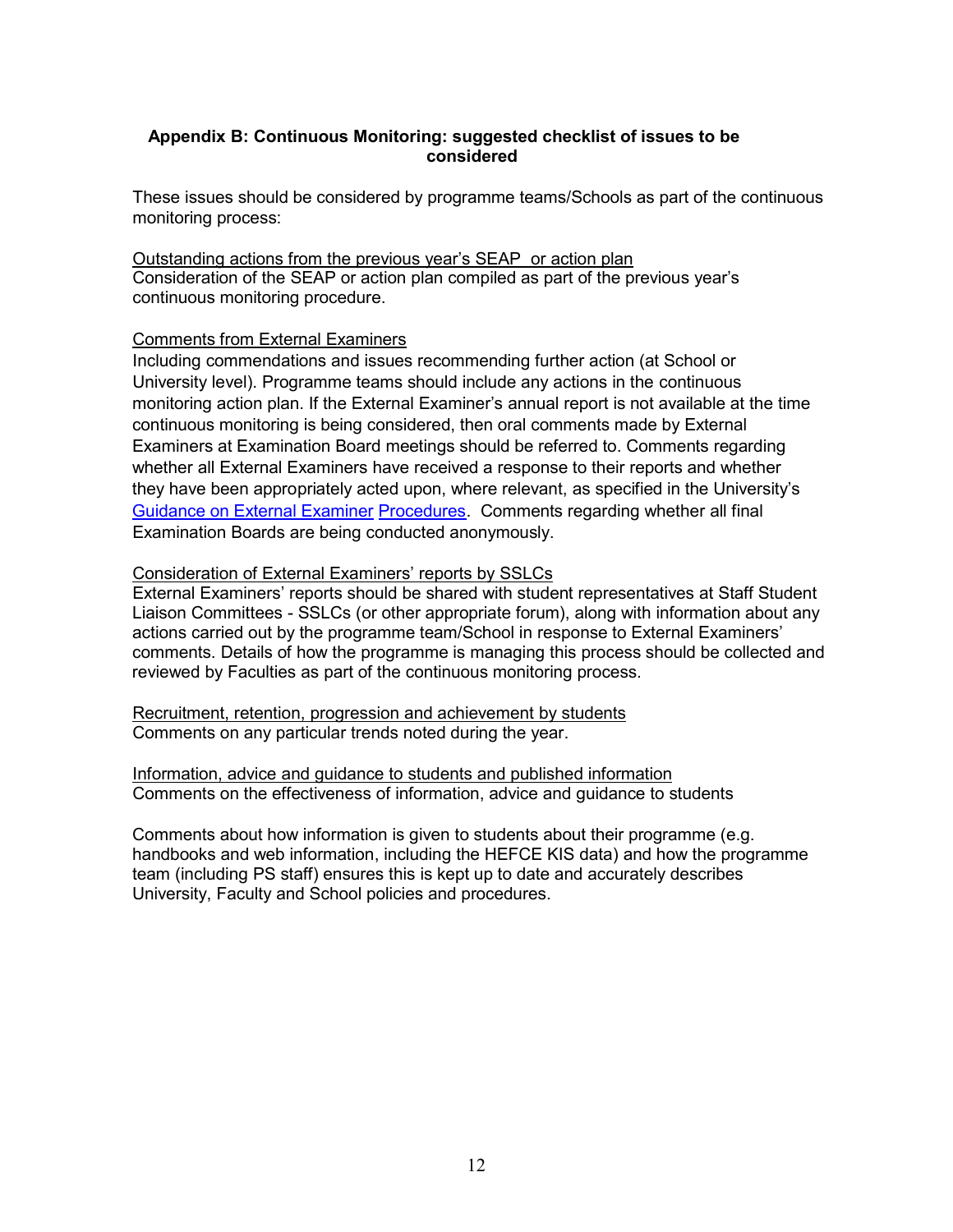## Appendix B: Continuous Monitoring: suggested checklist of issues to be considered

These issues should be considered by programme teams/Schools as part of the continuous monitoring process:

Outstanding actions from the previous year's SEAP or action plan

Consideration of the SEAP or action plan compiled as part of the previous year's continuous monitoring procedure.

Comments from External Examiners

Including commendations and issues recommending further action (at School or University level). Programme teams should include any actions in the continuous monitoring action plan. If the External Examiner's annual report is not available at the time continuous monitoring is being considered, then oral comments made by External Examiners at Examination Board meetings should be referred to. Comments regarding whether all External Examiners have received a response to their reports and whether they have been appropriately acted upon, where relevant, as specified in the University's Guidance on External Examiner Procedures. Comments regarding whether all final Examination Boards are being conducted anonymously.

Consideration of External Examiners' reports by SSLCs

External Examiners' reports should be shared with student representatives at Staff Student Liaison Committees - SSLCs (or other appropriate forum), along with information about any actions carried out by the programme team/School in response to External Examiners' comments. Details of how the programme is managing this process should be collected and reviewed by Faculties as part of the continuous monitoring process.

Recruitment, retention, progression and achievement by students

Comments on any particular trends noted during the year.

Information, advice and guidance to students and published information

Comments on the effectiveness of information, advice and guidance to students

Comments about how information is given to students about their programme (e.g. handbooks and web information, including the HEFCE KIS data) and how the programme team (including PS staff) ensures this is kept up to date and accurately describes University, Faculty and School policies and procedures.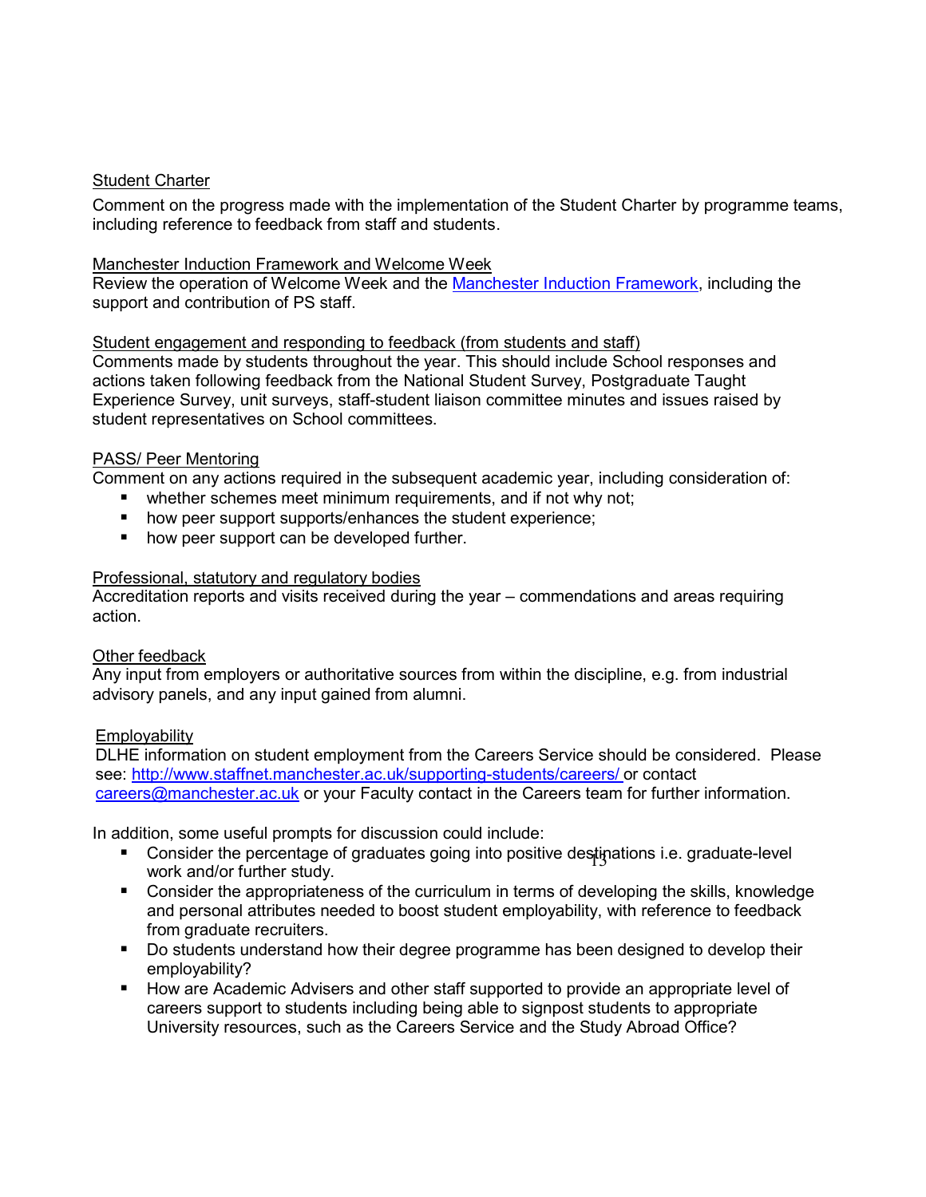Student Charter

Comment on the progress made with the implementation of the Student Charter by programme teams, including reference to feedback from staff and students.

Manchester Induction Framework and Welcome Week

Review the operation of Welcome Week and the [Manchester Induction Framework](), including the support and contribution of PS staff.

Student engagement and responding to feedback (from students and staff)

Comments made by students throughout the year. This should include School responses and actions taken following feedback from the National Student Survey, Postgraduate Taught Experience Survey, unit surveys, staff-student liaison committee minutes and issues raised by student representatives on School committees.

PASS/ Peer Mentoring

Comment on any actions required in the subsequent academic year, including consideration of:

- whether schemes meet minimum requirements, and if not why not;
- how peer support supports/enhances the student experience;
- how peer support can be developed further.

Professional, statutory and regulatory bodies

Accreditation reports and visits received during the year – commendations and areas requiring action.

Other feedback

Any input from employers or authoritative sources from within the discipline, e.g. from industrial advisory panels, and any input gained from alumni.

Employability

DLHE information on student employment from the Careers Service should be considered. Please see: http://www.staffnet.manchester.ac.uk/supporting-students/careers/ or contact careers@manchester.ac.uk or your Faculty contact in the Careers team for further information.

In addition, some useful prompts for discussion could include:

- Consider the percentage of graduates going into positive destinations i.e. graduate-level work and/or further study.
- Consider the appropriateness of the curriculum in terms of developing the skills, knowledge and personal attributes needed to boost student employability, with reference to feedback from graduate recruiters.
- Do students understand how their degree programme has been designed to develop their employability?
- How are Academic Advisers and other staff supported to provide an appropriate level of careers support to students including being able to signpost students to appropriate University resources, such as the Careers Service and the Study Abroad Office?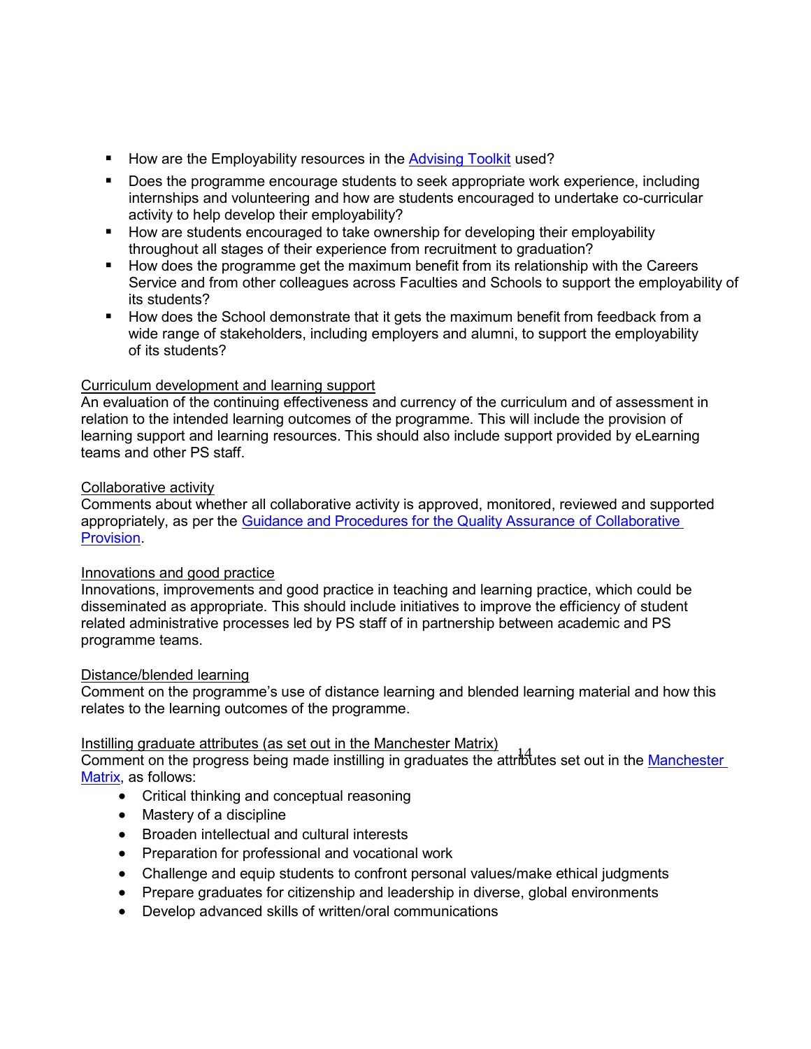- How are the Employability resources in the [Advising Toolkit] used?
- Does the programme encourage students to seek appropriate work experience, including internships and volunteering and how are students encouraged to undertake co-curricular activity to help develop their employability?
- How are students encouraged to take ownership for developing their employability throughout all stages of their experience from recruitment to graduation?
- How does the programme get the maximum benefit from its relationship with the Careers Service and from other colleagues across Faculties and Schools to support the employability of its students?
- How does the School demonstrate that it gets the maximum benefit from feedback from a wide range of stakeholders, including employers and alumni, to support the employability of its students?

Curriculum development and learning support
An evaluation of the continuing effectiveness and currency of the curriculum and of assessment in relation to the intended learning outcomes of the programme. This will include the provision of learning support and learning resources. This should also include support provided by eLearning teams and other PS staff.

Collaborative activity
Comments about whether all collaborative activity is approved, monitored, reviewed and supported appropriately, as per the Guidance and Procedures for the Quality Assurance of Collaborative Provision.

Innovations and good practice
Innovations, improvements and good practice in teaching and learning practice, which could be disseminated as appropriate. This should include initiatives to improve the efficiency of student related administrative processes led by PS staff of in partnership between academic and PS programme teams.

Distance/blended learning
Comment on the programme's use of distance learning and blended learning material and how this relates to the learning outcomes of the programme.

Instilling graduate attributes (as set out in the Manchester Matrix)
Comment on the progress being made instilling in graduates the attributes set out in the Manchester Matrix, as follows:

- Critical thinking and conceptual reasoning
- Mastery of a discipline
- Broaden intellectual and cultural interests
- Preparation for professional and vocational work
- Challenge and equip students to confront personal values/make ethical judgments
- Prepare graduates for citizenship and leadership in diverse, global environments
- Develop advanced skills of written/oral communications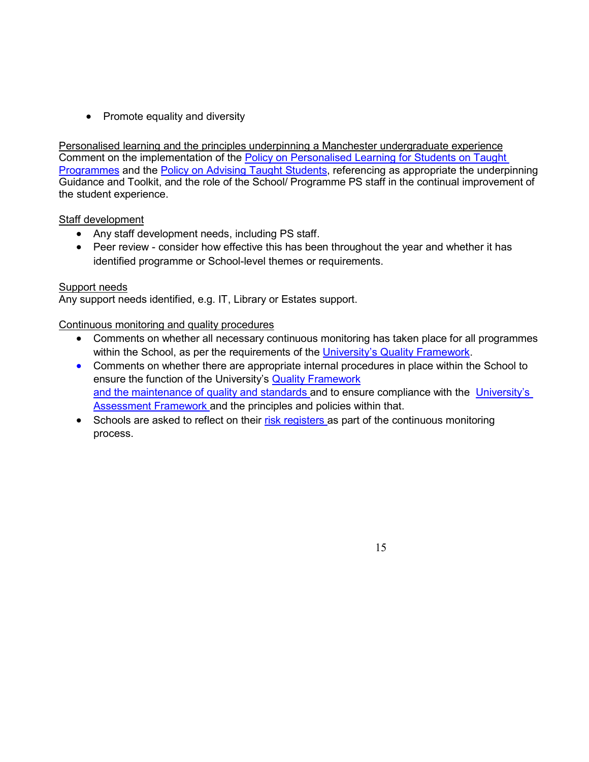- Promote equality and diversity

Personalised learning and the principles underpinning a Manchester undergraduate experience
Comment on the implementation of the Policy on Personalised Learning for Students on Taught Programmes and the Policy on Advising Taught Students, referencing as appropriate the underpinning Guidance and Toolkit, and the role of the School/ Programme PS staff in the continual improvement of the student experience.

Staff development

- Any staff development needs, including PS staff.
- Peer review - consider how effective this has been throughout the year and whether it has identified programme or School-level themes or requirements.

Support needs
Any support needs identified, e.g. IT, Library or Estates support.

Continuous monitoring and quality procedures

- Comments on whether all necessary continuous monitoring has taken place for all programmes within the School, as per the requirements of the University's Quality Framework.
- Comments on whether there are appropriate internal procedures in place within the School to ensure the function of the University's Quality Framework and the maintenance of quality and standards and to ensure compliance with the University's Assessment Framework and the principles and policies within that.
- Schools are asked to reflect on their risk registers as part of the continuous monitoring process.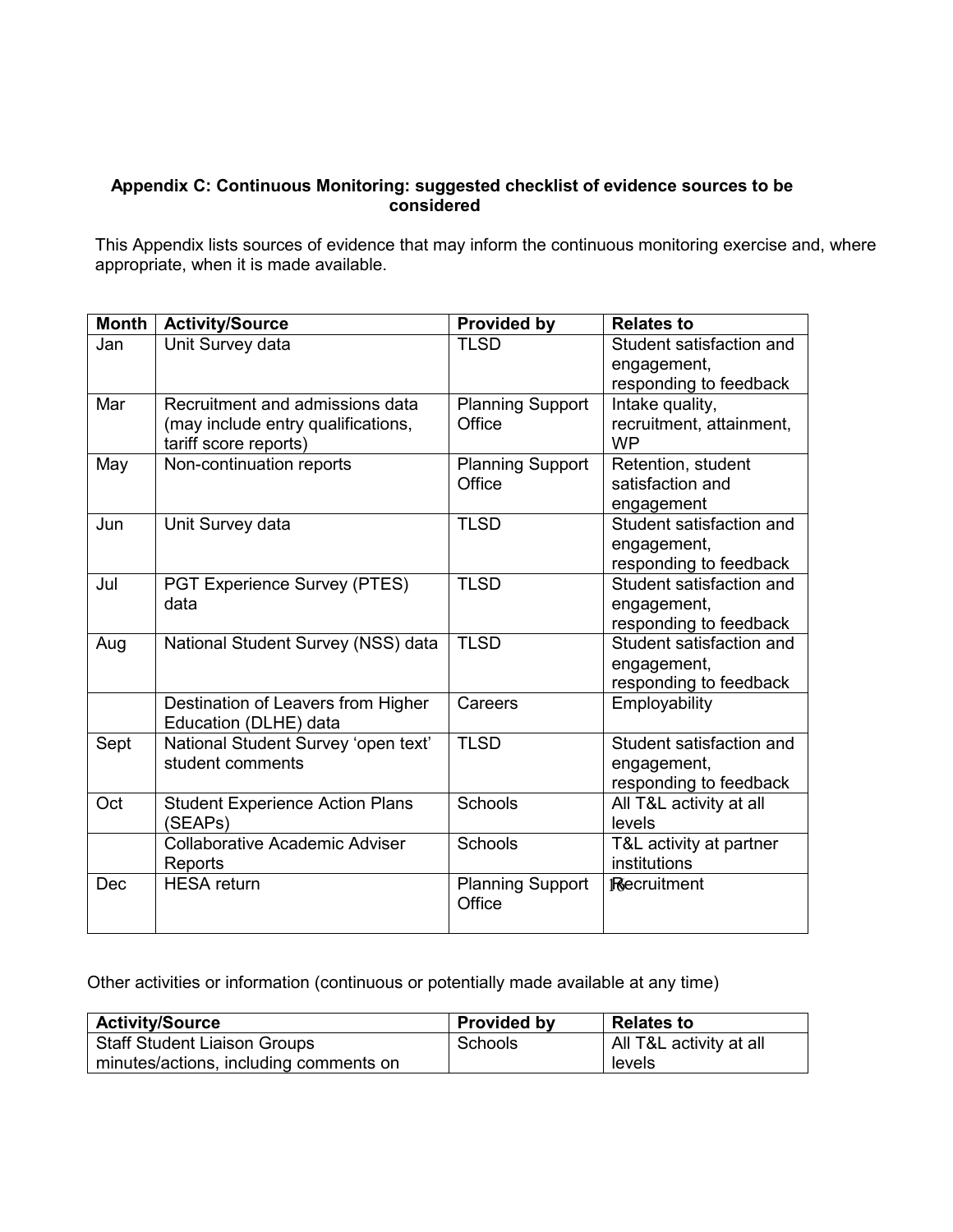**Appendix C: Continuous Monitoring: suggested checklist of evidence sources to be considered**

This Appendix lists sources of evidence that may inform the continuous monitoring exercise and, where appropriate, when it is made available.

| Month | Activity/Source | Provided by | Relates to |
|---|---|---|---|
| Jan | Unit Survey data | TLSD | Student satisfaction and engagement, responding to feedback |
| Mar | Recruitment and admissions data (may include entry qualifications, tariff score reports) | Planning Support Office | Intake quality, recruitment, attainment, WP |
| May | Non-continuation reports | Planning Support Office | Retention, student satisfaction and engagement |
| Jun | Unit Survey data | TLSD | Student satisfaction and engagement, responding to feedback |
| Jul | PGT Experience Survey (PTES) data | TLSD | Student satisfaction and engagement, responding to feedback |
| Aug | National Student Survey (NSS) data | TLSD | Student satisfaction and engagement, responding to feedback |
| | Destination of Leavers from Higher Education (DLHE) data | Careers | Employability |
| Sept | National Student Survey 'open text' student comments | TLSD | Student satisfaction and engagement, responding to feedback |
| Oct | Student Experience Action Plans (SEAPs) | Schools | All T&L activity at all levels |
| | Collaborative Academic Adviser Reports | Schools | T&L activity at partner institutions |
| Dec | HESA return | Planning Support Office | Recruitment |

Other activities or information (continuous or potentially made available at any time)

| Activity/Source | Provided by | Relates to |
|---|---|---|
| Staff Student Liaison Groups minutes/actions, including comments on | Schools | All T&L activity at all levels |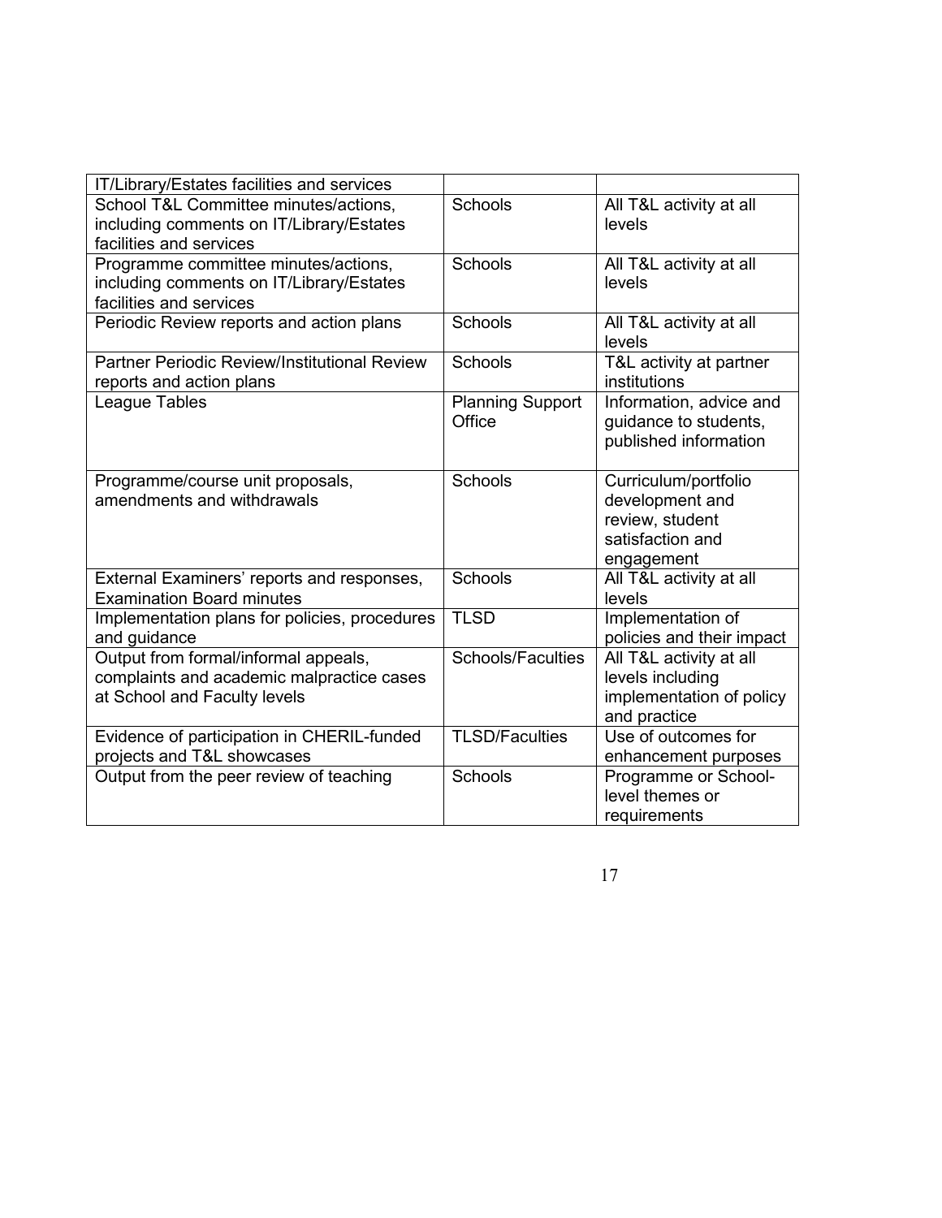| IT/Library/Estates facilities and services | | |
|---|---|---|
| School T&L Committee minutes/actions, including comments on IT/Library/Estates facilities and services | Schools | All T&L activity at all levels |
| Programme committee minutes/actions, including comments on IT/Library/Estates facilities and services | Schools | All T&L activity at all levels |
| Periodic Review reports and action plans | Schools | All T&L activity at all levels |
| Partner Periodic Review/Institutional Review reports and action plans | Schools | T&L activity at partner institutions |
| League Tables | Planning Support Office | Information, advice and guidance to students, published information |
| Programme/course unit proposals, amendments and withdrawals | Schools | Curriculum/portfolio development and review, student satisfaction and engagement |
| External Examiners' reports and responses, Examination Board minutes | Schools | All T&L activity at all levels |
| Implementation plans for policies, procedures and guidance | TLSD | Implementation of policies and their impact |
| Output from formal/informal appeals, complaints and academic malpractice cases at School and Faculty levels | Schools/Faculties | All T&L activity at all levels including implementation of policy and practice |
| Evidence of participation in CHERIL-funded projects and T&L showcases | TLSD/Faculties | Use of outcomes for enhancement purposes |
| Output from the peer review of teaching | Schools | Programme or School-level themes or requirements |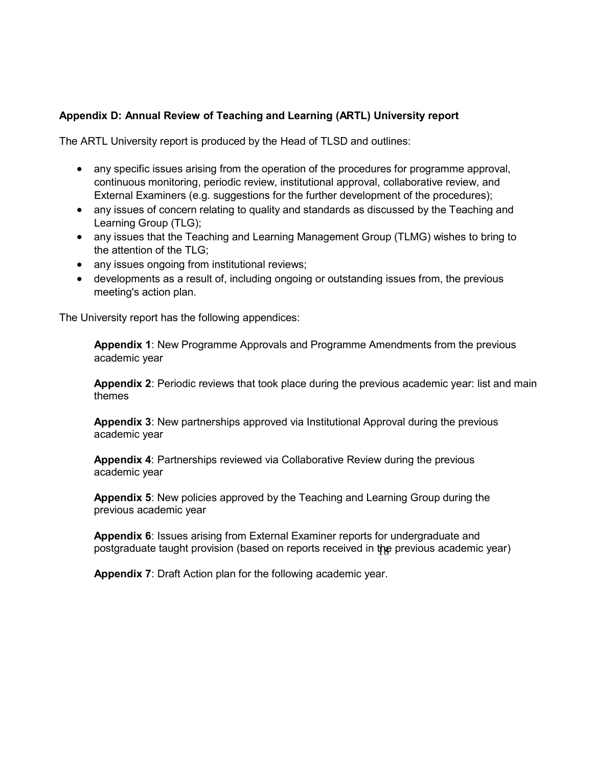**Appendix D: Annual Review of Teaching and Learning (ARTL) University report**

The ARTL University report is produced by the Head of TLSD and outlines:

- any specific issues arising from the operation of the procedures for programme approval, continuous monitoring, periodic review, institutional approval, collaborative review, and External Examiners (e.g. suggestions for the further development of the procedures);
- any issues of concern relating to quality and standards as discussed by the Teaching and Learning Group (TLG);
- any issues that the Teaching and Learning Management Group (TLMG) wishes to bring to the attention of the TLG;
- any issues ongoing from institutional reviews;
- developments as a result of, including ongoing or outstanding issues from, the previous meeting's action plan.

The University report has the following appendices:

**Appendix 1**: New Programme Approvals and Programme Amendments from the previous academic year

**Appendix 2**: Periodic reviews that took place during the previous academic year: list and main themes

**Appendix 3**: New partnerships approved via Institutional Approval during the previous academic year

**Appendix 4**: Partnerships reviewed via Collaborative Review during the previous academic year

**Appendix 5**: New policies approved by the Teaching and Learning Group during the previous academic year

**Appendix 6**: Issues arising from External Examiner reports for undergraduate and postgraduate taught provision (based on reports received in the previous academic year)

**Appendix 7**: Draft Action plan for the following academic year.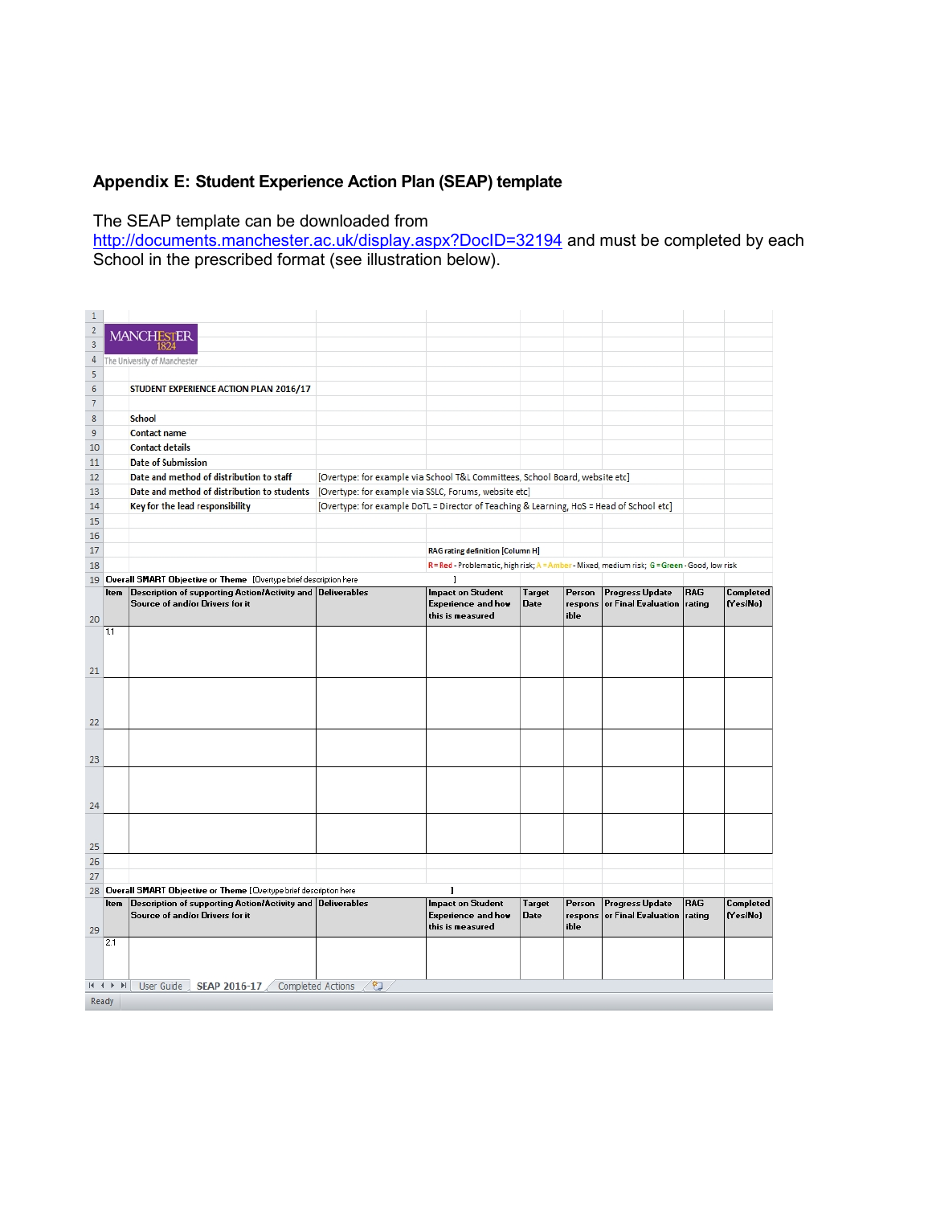## Appendix E: Student Experience Action Plan (SEAP) template

The SEAP template can be downloaded from http://documents.manchester.ac.uk/display.aspx?DocID=32194 and must be completed by each School in the prescribed format (see illustration below).

MANCHESTER 1824
The University of Manchester

**STUDENT EXPERIENCE ACTION PLAN 2016/17**

| | |
|---|---|
| **School** | |
| **Contact name** | |
| **Contact details** | |
| **Date of Submission** | |
| **Date and method of distribution to staff** | [Overtype: for example via School T&L Committees, School Board, website etc] |
| **Date and method of distribution to students** | [Overtype: for example via SSLC, Forums, website etc] |
| **Key for the lead responsibility** | [Overtype: for example DoTL = Director of Teaching & Learning, HoS = Head of School etc] |

**RAG rating definition [Column H]**

R = Red - Problematic, high risk; A = Amber - Mixed, medium risk; G = Green - Good, low risk

**Overall SMART Objective or Theme** [Overtype brief description here ]

| Item | Description of supporting Action/Activity and Source of and/or Drivers for it | Deliverables | Impact on Student Experience and how this is measured | Target Date | Person responsible | Progress Update or Final Evaluation | RAG rating | Completed (Yes/No) |
|---|---|---|---|---|---|---|---|---|
| 1.1 | | | | | | | | |
| | | | | | | | | |
| | | | | | | | | |
| | | | | | | | | |
| | | | | | | | | |

**Overall SMART Objective or Theme** [Overtype brief description here ]

| Item | Description of supporting Action/Activity and Source of and/or Drivers for it | Deliverables | Impact on Student Experience and how this is measured | Target Date | Person responsible | Progress Update or Final Evaluation | RAG rating | Completed (Yes/No) |
|---|---|---|---|---|---|---|---|---|
| 2.1 | | | | | | | | |

User Guide | SEAP 2016-17 | Completed Actions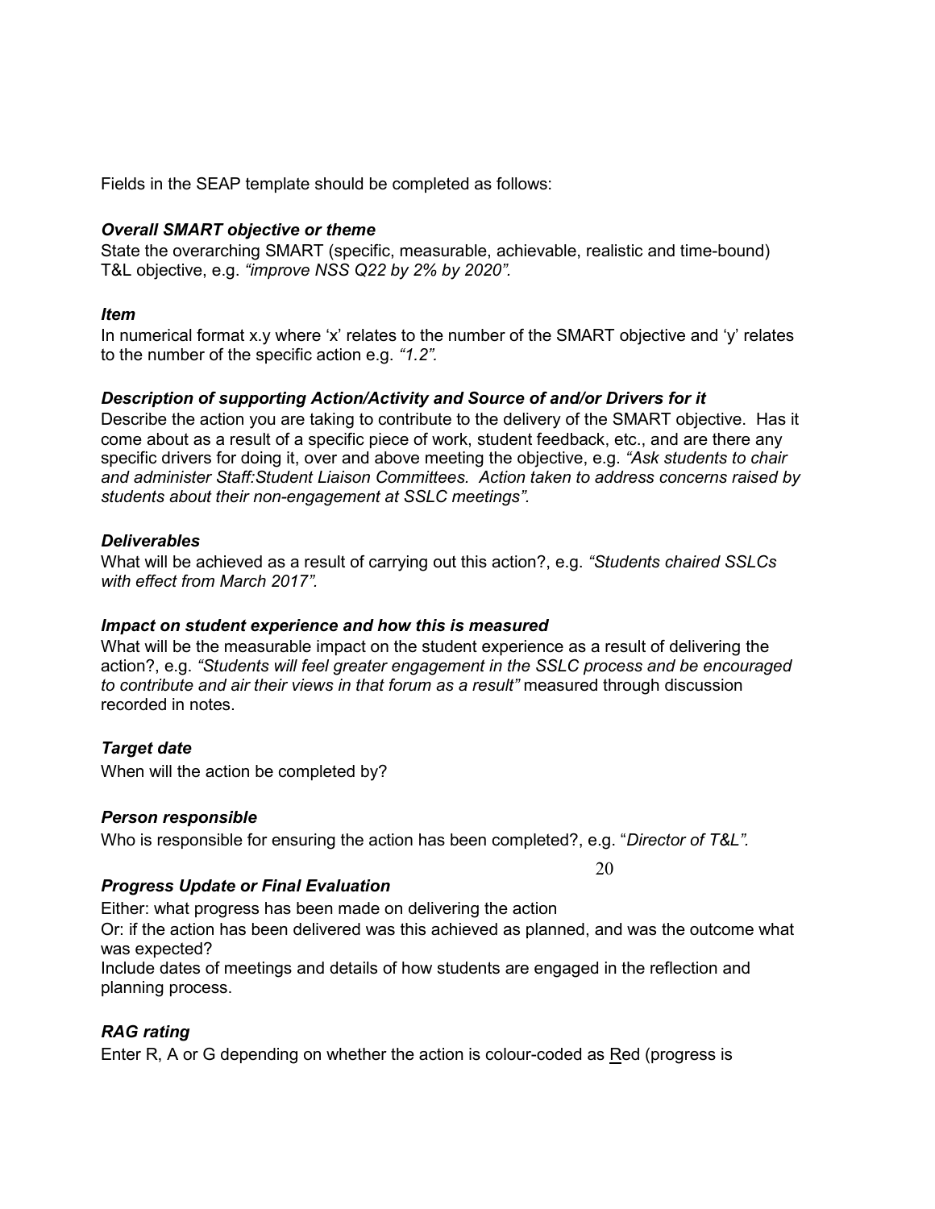Fields in the SEAP template should be completed as follows:

***Overall SMART objective or theme***

State the overarching SMART (specific, measurable, achievable, realistic and time-bound) T&L objective, e.g. *"improve NSS Q22 by 2% by 2020".*

***Item***

In numerical format x.y where 'x' relates to the number of the SMART objective and 'y' relates to the number of the specific action e.g. *"1.2".*

***Description of supporting Action/Activity and Source of and/or Drivers for it***

Describe the action you are taking to contribute to the delivery of the SMART objective. Has it come about as a result of a specific piece of work, student feedback, etc., and are there any specific drivers for doing it, over and above meeting the objective, e.g. *"Ask students to chair and administer Staff:Student Liaison Committees. Action taken to address concerns raised by students about their non-engagement at SSLC meetings".*

***Deliverables***

What will be achieved as a result of carrying out this action?, e.g. *"Students chaired SSLCs with effect from March 2017".*

***Impact on student experience and how this is measured***

What will be the measurable impact on the student experience as a result of delivering the action?, e.g. *"Students will feel greater engagement in the SSLC process and be encouraged to contribute and air their views in that forum as a result"* measured through discussion recorded in notes.

***Target date***

When will the action be completed by?

***Person responsible***

Who is responsible for ensuring the action has been completed?, e.g. "*Director of T&L".*

***Progress Update or Final Evaluation***

Either: what progress has been made on delivering the action

Or: if the action has been delivered was this achieved as planned, and was the outcome what was expected?

Include dates of meetings and details of how students are engaged in the reflection and planning process.

***RAG rating***

Enter R, A or G depending on whether the action is colour-coded as Red (progress is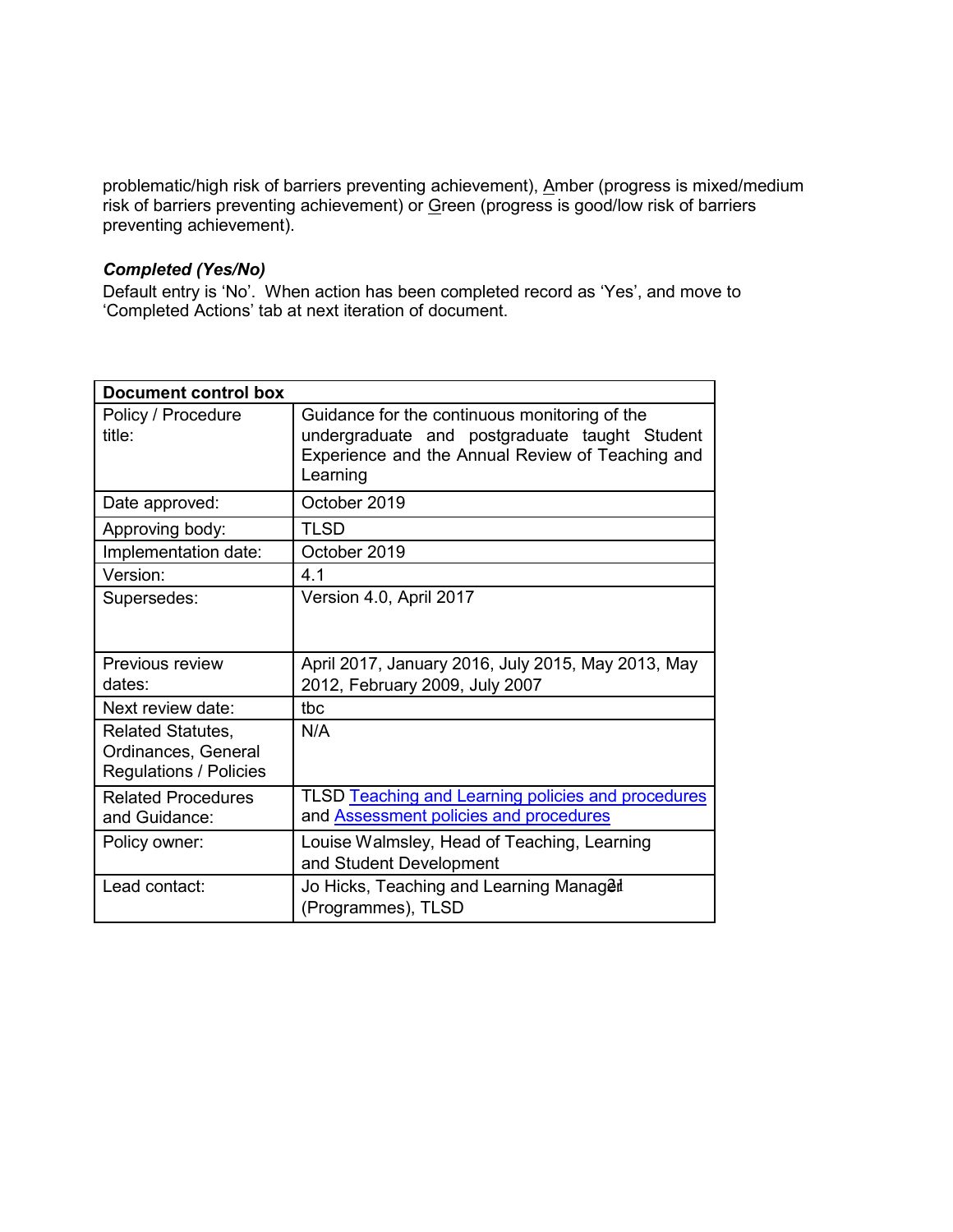problematic/high risk of barriers preventing achievement), Amber (progress is mixed/medium risk of barriers preventing achievement) or Green (progress is good/low risk of barriers preventing achievement).

***Completed (Yes/No)***

Default entry is 'No'. When action has been completed record as 'Yes', and move to 'Completed Actions' tab at next iteration of document.

| **Document control box** | |
|---|---|
| Policy / Procedure title: | Guidance for the continuous monitoring of the undergraduate and postgraduate taught Student Experience and the Annual Review of Teaching and Learning |
| Date approved: | October 2019 |
| Approving body: | TLSD |
| Implementation date: | October 2019 |
| Version: | 4.1 |
| Supersedes: | Version 4.0, April 2017 |
| Previous review dates: | April 2017, January 2016, July 2015, May 2013, May 2012, February 2009, July 2007 |
| Next review date: | tbc |
| Related Statutes, Ordinances, General Regulations / Policies | N/A |
| Related Procedures and Guidance: | TLSD Teaching and Learning policies and procedures and Assessment policies and procedures |
| Policy owner: | Louise Walmsley, Head of Teaching, Learning and Student Development |
| Lead contact: | Jo Hicks, Teaching and Learning Manager (Programmes), TLSD |